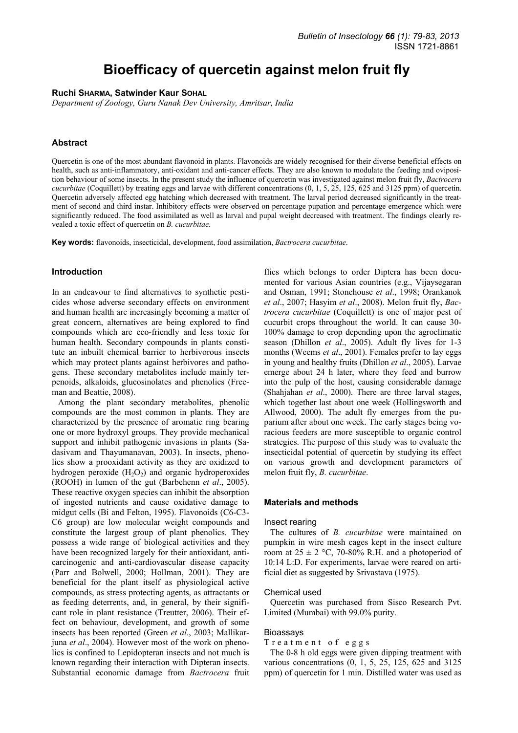# Bioefficacy of quercetin against melon fruit fly

**Ruchi SHARMA, Satwinder Kaur SOHAL**

*Department of Zoology, Guru Nanak Dev University, Amritsar, India*

## Abstract

Quercetin is one of the most abundant flavonoid in plants. Flavonoids are widely recognised for their diverse beneficial effects on health, such as anti-inflammatory, anti-oxidant and anti-cancer effects. They are also known to modulate the feeding and oviposition behaviour of some insects. In the present study the influence of quercetin was investigated against melon fruit fly, *Bactrocera cucurbitae* (Coquillett) by treating eggs and larvae with different concentrations (0, 1, 5, 25, 125, 625 and 3125 ppm) of quercetin. Quercetin adversely affected egg hatching which decreased with treatment. The larval period decreased significantly in the treatment of second and third instar. Inhibitory effects were observed on percentage pupation and percentage emergence which were significantly reduced. The food assimilated as well as larval and pupal weight decreased with treatment. The findings clearly revealed a toxic effect of quercetin on *B. cucurbitae.*

**Key words:** flavonoids, insecticidal, development, food assimilation, *Bactrocera cucurbitae*.

## Introduction

In an endeavour to find alternatives to synthetic pesticides whose adverse secondary effects on environment and human health are increasingly becoming a matter of great concern, alternatives are being explored to find compounds which are eco-friendly and less toxic for human health. Secondary compounds in plants constitute an inbuilt chemical barrier to herbivorous insects which may protect plants against herbivores and pathogens. These secondary metabolites include mainly terpenoids, alkaloids, glucosinolates and phenolics (Freeman and Beattie, 2008).

Among the plant secondary metabolites, phenolic compounds are the most common in plants. They are characterized by the presence of aromatic ring bearing one or more hydroxyl groups. They provide mechanical support and inhibit pathogenic invasions in plants (Sadasivam and Thayumanavan, 2003). In insects, phenolics show a prooxidant activity as they are oxidized to hydrogen peroxide ($H_2O_2$) and organic hydroperoxides (ROOH) in lumen of the gut (Barbehenn *et al*., 2005). These reactive oxygen species can inhibit the absorption of ingested nutrients and cause oxidative damage to midgut cells (Bi and Felton, 1995). Flavonoids (C6-C3-C6 group) are low molecular weight compounds and constitute the largest group of plant phenolics. They possess a wide range of biological activities and they have been recognized largely for their antioxidant, anticarcinogenic and anti-cardiovascular disease capacity (Parr and Bolwell, 2000; Hollman, 2001). They are beneficial for the plant itself as physiological active compounds, as stress protecting agents, as attractants or as feeding deterrents, and, in general, by their significant role in plant resistance (Treutter, 2006). Their effect on behaviour, development, and growth of some insects has been reported (Green *et al*., 2003; Mallikarjuna *et al*., 2004). However most of the work on phenolics is confined to Lepidopteran insects and not much is known regarding their interaction with Dipteran insects. Substantial economic damage from *Bactrocera* fruit flies which belongs to order Diptera has been documented for various Asian countries (e.g., Vijaysegaran and Osman, 1991; Stonehouse *et al*., 1998; Orankanok *et al*., 2007; Hasyim *et al*., 2008). Melon fruit fly, *Bactrocera cucurbitae* (Coquillett) is one of major pest of cucurbit crops throughout the world. It can cause 30-100% damage to crop depending upon the agroclimatic season (Dhillon *et al*., 2005). Adult fly lives for 1-3 months (Weems *et al*., 2001). Females prefer to lay eggs in young and healthy fruits (Dhillon *et al*., 2005). Larvae emerge about 24 h later, where they feed and burrow into the pulp of the host, causing considerable damage (Shahjahan *et al*., 2000). There are three larval stages, which together last about one week (Hollingsworth and Allwood, 2000). The adult fly emerges from the puparium after about one week. The early stages being voracious feeders are more susceptible to organic control strategies. The purpose of this study was to evaluate the insecticidal potential of quercetin by studying its effect on various growth and development parameters of melon fruit fly, *B. cucurbitae*.

## Materials and methods

### Insect rearing

The cultures of *B. cucurbitae* were maintained on pumpkin in wire mesh cages kept in the insect culture room at 25 ± 2 °C, 70-80% R.H. and a photoperiod of 10:14 L:D. For experiments, larvae were reared on artificial diet as suggested by Srivastava (1975).

### Chemical used

Quercetin was purchased from Sisco Research Pvt. Limited (Mumbai) with 99.0% purity.

### Bioassays

#### Treatment of eggs

The 0-8 h old eggs were given dipping treatment with various concentrations (0, 1, 5, 25, 125, 625 and 3125 ppm) of quercetin for 1 min. Distilled water was used as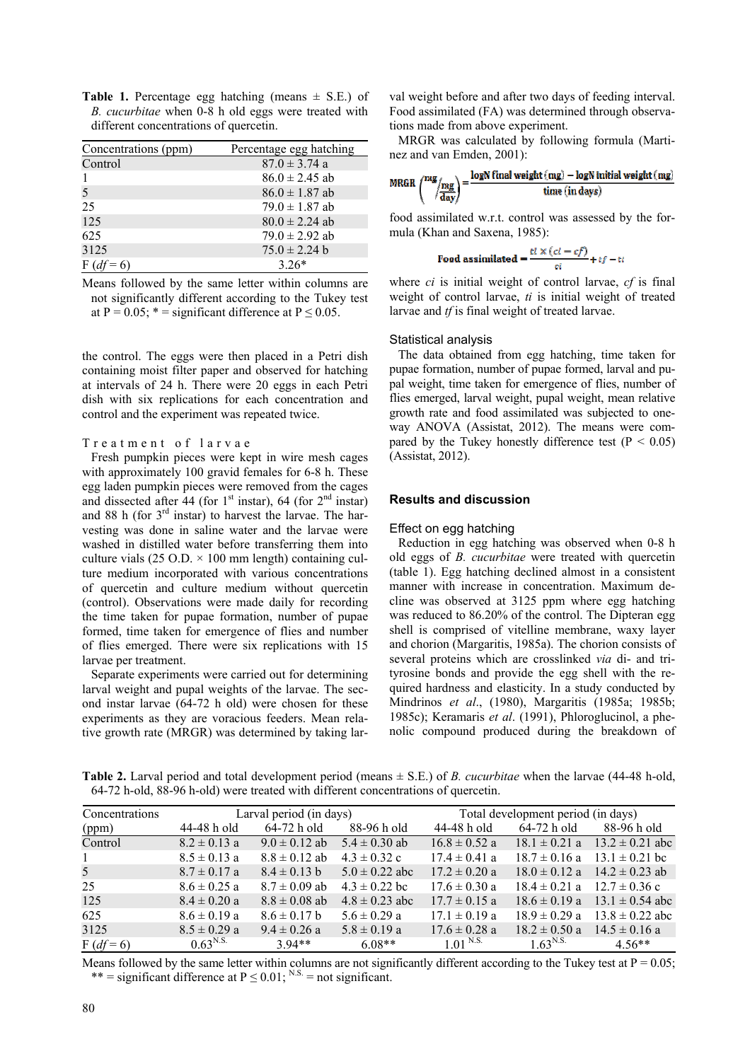**Table 1.** Percentage egg hatching (means ± S.E.) of *B. cucurbitae* when 0-8 h old eggs were treated with different concentrations of quercetin.

| Concentrations (ppm) | Percentage egg hatching |
|---|---|
| Control | 87.0 ± 3.74 a |
| 1 | 86.0 ± 2.45 ab |
| 5 | 86.0 ± 1.87 ab |
| 25 | 79.0 ± 1.87 ab |
| 125 | 80.0 ± 2.24 ab |
| 625 | 79.0 ± 2.92 ab |
| 3125 | 75.0 ± 2.24 b |
| F ($df = 6$) | 3.26* |

Means followed by the same letter within columns are not significantly different according to the Tukey test at P = 0.05; * = significant difference at P ≤ 0.05.

the control. The eggs were then placed in a Petri dish containing moist filter paper and observed for hatching at intervals of 24 h. There were 20 eggs in each Petri dish with six replications for each concentration and control and the experiment was repeated twice.

### Treatment of larvae

Fresh pumpkin pieces were kept in wire mesh cages with approximately 100 gravid females for 6-8 h. These egg laden pumpkin pieces were removed from the cages and dissected after 44 (for 1st instar), 64 (for 2nd instar) and 88 h (for 3rd instar) to harvest the larvae. The harvesting was done in saline water and the larvae were washed in distilled water before transferring them into culture vials (25 O.D. × 100 mm length) containing culture medium incorporated with various concentrations of quercetin and culture medium without quercetin (control). Observations were made daily for recording the time taken for pupae formation, number of pupae formed, time taken for emergence of flies and number of flies emerged. There were six replications with 15 larvae per treatment.

Separate experiments were carried out for determining larval weight and pupal weights of the larvae. The second instar larvae (64-72 h old) were chosen for these experiments as they are voracious feeders. Mean relative growth rate (MRGR) was determined by taking larval weight before and after two days of feeding interval. Food assimilated (FA) was determined through observations made from above experiment.

MRGR was calculated by following formula (Martinez and van Emden, 2001):

$$\text{MRGR}\left(\frac{mg}{mg}/day\right) = \frac{\log N \text{ final weight (mg)} - \log N \text{ initial weight (mg)}}{\text{time (in days)}}$$

food assimilated w.r.t. control was assessed by the formula (Khan and Saxena, 1985):

$$\text{Food assimilated} = \frac{ti \times (ci - cf)}{ci} + tf - ti$$

where *ci* is initial weight of control larvae, *cf* is final weight of control larvae, *ti* is initial weight of treated larvae and *tf* is final weight of treated larvae.

### Statistical analysis

The data obtained from egg hatching, time taken for pupae formation, number of pupae formed, larval and pupal weight, time taken for emergence of flies, number of flies emerged, larval weight, pupal weight, mean relative growth rate and food assimilated was subjected to one-way ANOVA (Assistat, 2012). The means were compared by the Tukey honestly difference test ($P < 0.05$) (Assistat, 2012).

## Results and discussion

### Effect on egg hatching

Reduction in egg hatching was observed when 0-8 h old eggs of *B. cucurbitae* were treated with quercetin (table 1). Egg hatching declined almost in a consistent manner with increase in concentration. Maximum decline was observed at 3125 ppm where egg hatching was reduced to 86.20% of the control. The Dipteran egg shell is comprised of vitelline membrane, waxy layer and chorion (Margaritis, 1985a). The chorion consists of several proteins which are crosslinked *via* di- and tri-tyrosine bonds and provide the egg shell with the required hardness and elasticity. In a study conducted by Mindrinos *et al*., (1980), Margaritis (1985a; 1985b; 1985c); Keramaris *et al*. (1991), Phloroglucinol, a phenolic compound produced during the breakdown of

**Table 2.** Larval period and total development period (means ± S.E.) of *B. cucurbitae* when the larvae (44-48 h-old, 64-72 h-old, 88-96 h-old) were treated with different concentrations of quercetin.

| Concentrations | Larval period (in days) | | | Total development period (in days) | | |
|---|---|---|---|---|---|---|
| (ppm) | 44-48 h old | 64-72 h old | 88-96 h old | 44-48 h old | 64-72 h old | 88-96 h old |
| Control | 8.2 ± 0.13 a | 9.0 ± 0.12 ab | 5.4 ± 0.30 ab | 16.8 ± 0.52 a | 18.1 ± 0.21 a | 13.2 ± 0.21 abc |
| 1 | 8.5 ± 0.13 a | 8.8 ± 0.12 ab | 4.3 ± 0.32 c | 17.4 ± 0.41 a | 18.7 ± 0.16 a | 13.1 ± 0.21 bc |
| 5 | 8.7 ± 0.17 a | 8.4 ± 0.13 b | 5.0 ± 0.22 abc | 17.2 ± 0.20 a | 18.0 ± 0.12 a | 14.2 ± 0.23 ab |
| 25 | 8.6 ± 0.25 a | 8.7 ± 0.09 ab | 4.3 ± 0.22 bc | 17.6 ± 0.30 a | 18.4 ± 0.21 a | 12.7 ± 0.36 c |
| 125 | 8.4 ± 0.20 a | 8.8 ± 0.08 ab | 4.8 ± 0.23 abc | 17.7 ± 0.15 a | 18.6 ± 0.19 a | 13.1 ± 0.54 abc |
| 625 | 8.6 ± 0.19 a | 8.6 ± 0.17 b | 5.6 ± 0.29 a | 17.1 ± 0.19 a | 18.9 ± 0.29 a | 13.8 ± 0.22 abc |
| 3125 | 8.5 ± 0.29 a | 9.4 ± 0.26 a | 5.8 ± 0.19 a | 17.6 ± 0.28 a | 18.2 ± 0.50 a | 14.5 ± 0.16 a |
| F ($df = 6$) | 0.63 N.S. | 3.94** | 6.08** | 1.01 N.S. | 1.63 N.S. | 4.56** |

Means followed by the same letter within columns are not significantly different according to the Tukey test at P = 0.05; ** = significant difference at P ≤ 0.01; N.S. = not significant.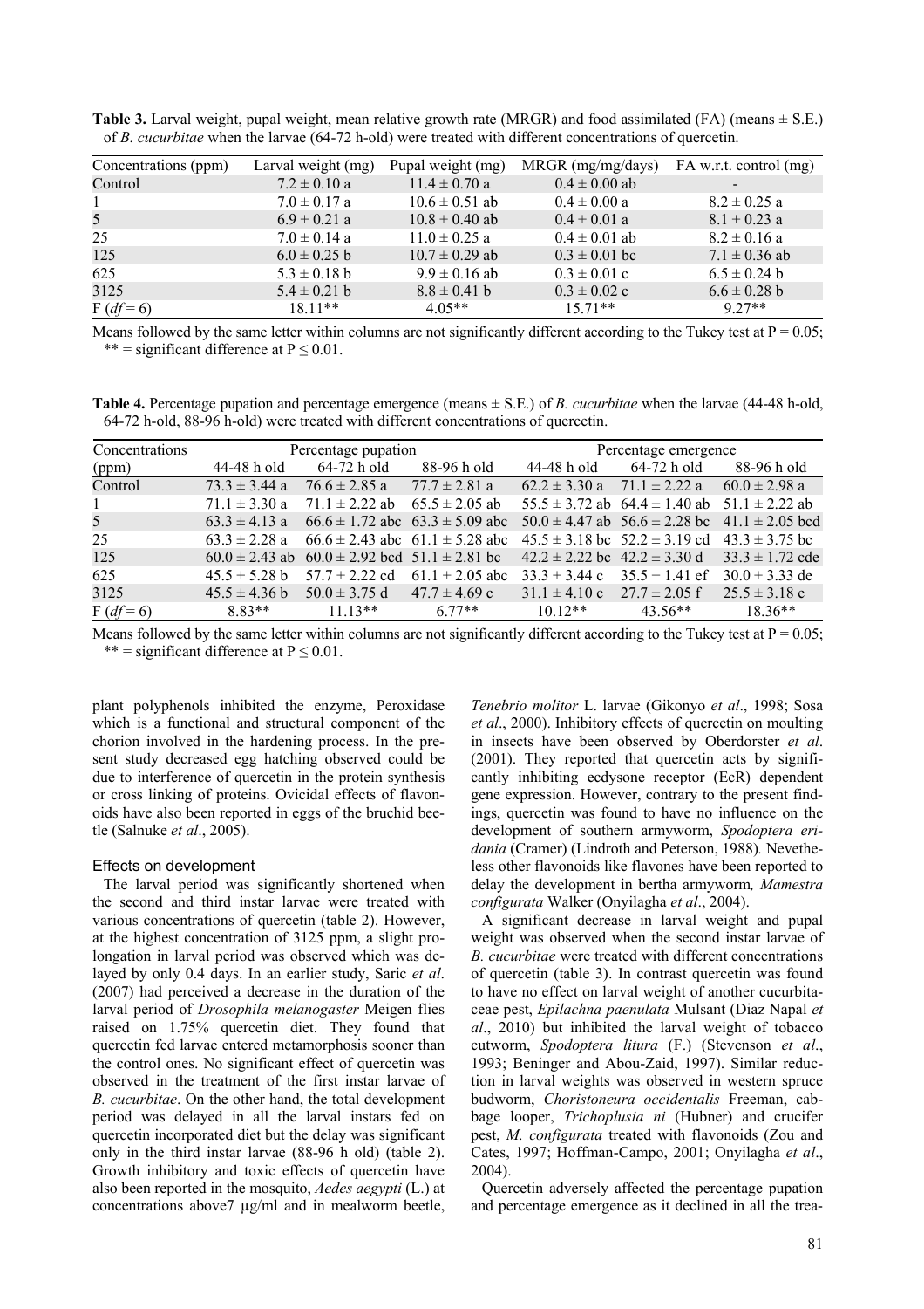**Table 3.** Larval weight, pupal weight, mean relative growth rate (MRGR) and food assimilated (FA) (means ± S.E.) of *B. cucurbitae* when the larvae (64-72 h-old) were treated with different concentrations of quercetin.

| Concentrations (ppm) | Larval weight (mg) | Pupal weight (mg) | MRGR (mg/mg/days) | FA w.r.t. control (mg) |
|---|---|---|---|---|
| Control | 7.2 ± 0.10 a | 11.4 ± 0.70 a | 0.4 ± 0.00 ab | - |
| 1 | 7.0 ± 0.17 a | 10.6 ± 0.51 ab | 0.4 ± 0.00 a | 8.2 ± 0.25 a |
| 5 | 6.9 ± 0.21 a | 10.8 ± 0.40 ab | 0.4 ± 0.01 a | 8.1 ± 0.23 a |
| 25 | 7.0 ± 0.14 a | 11.0 ± 0.25 a | 0.4 ± 0.01 ab | 8.2 ± 0.16 a |
| 125 | 6.0 ± 0.25 b | 10.7 ± 0.29 ab | 0.3 ± 0.01 bc | 7.1 ± 0.36 ab |
| 625 | 5.3 ± 0.18 b | 9.9 ± 0.16 ab | 0.3 ± 0.01 c | 6.5 ± 0.24 b |
| 3125 | 5.4 ± 0.21 b | 8.8 ± 0.41 b | 0.3 ± 0.02 c | 6.6 ± 0.28 b |
| F ($df$ = 6) | 18.11** | 4.05** | 15.71** | 9.27** |

Means followed by the same letter within columns are not significantly different according to the Tukey test at P = 0.05; ** = significant difference at P ≤ 0.01.

**Table 4.** Percentage pupation and percentage emergence (means ± S.E.) of *B. cucurbitae* when the larvae (44-48 h-old, 64-72 h-old, 88-96 h-old) were treated with different concentrations of quercetin.

| Concentrations | Percentage pupation | | | Percentage emergence | | |
|---|---|---|---|---|---|---|
| (ppm) | 44-48 h old | 64-72 h old | 88-96 h old | 44-48 h old | 64-72 h old | 88-96 h old |
| Control | 73.3 ± 3.44 a | 76.6 ± 2.85 a | 77.7 ± 2.81 a | 62.2 ± 3.30 a | 71.1 ± 2.22 a | 60.0 ± 2.98 a |
| 1 | 71.1 ± 3.30 a | 71.1 ± 2.22 ab | 65.5 ± 2.05 ab | 55.5 ± 3.72 ab | 64.4 ± 1.40 ab | 51.1 ± 2.22 ab |
| 5 | 63.3 ± 4.13 a | 66.6 ± 1.72 abc | 63.3 ± 5.09 abc | 50.0 ± 4.47 ab | 56.6 ± 2.28 bc | 41.1 ± 2.05 bcd |
| 25 | 63.3 ± 2.28 a | 66.6 ± 2.43 abc | 61.1 ± 5.28 abc | 45.5 ± 3.18 bc | 52.2 ± 3.19 cd | 43.3 ± 3.75 bc |
| 125 | 60.0 ± 2.43 ab | 60.0 ± 2.92 bcd | 51.1 ± 2.81 bc | 42.2 ± 2.22 bc | 42.2 ± 3.30 d | 33.3 ± 1.72 cde |
| 625 | 45.5 ± 5.28 b | 57.7 ± 2.22 cd | 61.1 ± 2.05 abc | 33.3 ± 3.44 c | 35.5 ± 1.41 ef | 30.0 ± 3.33 de |
| 3125 | 45.5 ± 4.36 b | 50.0 ± 3.75 d | 47.7 ± 4.69 c | 31.1 ± 4.10 c | 27.7 ± 2.05 f | 25.5 ± 3.18 e |
| F ($df$ = 6) | 8.83** | 11.13** | 6.77** | 10.12** | 43.56** | 18.36** |

Means followed by the same letter within columns are not significantly different according to the Tukey test at P = 0.05; ** = significant difference at P ≤ 0.01.

plant polyphenols inhibited the enzyme, Peroxidase which is a functional and structural component of the chorion involved in the hardening process. In the present study decreased egg hatching observed could be due to interference of quercetin in the protein synthesis or cross linking of proteins. Ovicidal effects of flavonoids have also been reported in eggs of the bruchid beetle (Salnuke *et al*., 2005).

### Effects on development

The larval period was significantly shortened when the second and third instar larvae were treated with various concentrations of quercetin (table 2). However, at the highest concentration of 3125 ppm, a slight prolongation in larval period was observed which was delayed by only 0.4 days. In an earlier study, Saric *et al*. (2007) had perceived a decrease in the duration of the larval period of *Drosophila melanogaster* Meigen flies raised on 1.75% quercetin diet. They found that quercetin fed larvae entered metamorphosis sooner than the control ones. No significant effect of quercetin was observed in the treatment of the first instar larvae of *B. cucurbitae*. On the other hand, the total development period was delayed in all the larval instars fed on quercetin incorporated diet but the delay was significant only in the third instar larvae (88-96 h old) (table 2). Growth inhibitory and toxic effects of quercetin have also been reported in the mosquito, *Aedes aegypti* (L.) at concentrations above7 µg/ml and in mealworm beetle, *Tenebrio molitor* L. larvae (Gikonyo *et al*., 1998; Sosa *et al*., 2000). Inhibitory effects of quercetin on moulting in insects have been observed by Oberdorster *et al*. (2001). They reported that quercetin acts by significantly inhibiting ecdysone receptor (EcR) dependent gene expression. However, contrary to the present findings, quercetin was found to have no influence on the development of southern armyworm, *Spodoptera eridania* (Cramer) (Lindroth and Peterson, 1988). Nevetheless other flavonoids like flavones have been reported to delay the development in bertha armyworm, *Mamestra configurata* Walker (Onyilagha *et al*., 2004).

A significant decrease in larval weight and pupal weight was observed when the second instar larvae of *B. cucurbitae* were treated with different concentrations of quercetin (table 3). In contrast quercetin was found to have no effect on larval weight of another cucurbitaceae pest, *Epilachna paenulata* Mulsant (Diaz Napal *et al*., 2010) but inhibited the larval weight of tobacco cutworm, *Spodoptera litura* (F.) (Stevenson *et al*., 1993; Beninger and Abou-Zaid, 1997). Similar reduction in larval weights was observed in western spruce budworm, *Choristoneura occidentalis* Freeman, cabbage looper, *Trichoplusia ni* (Hubner) and crucifer pest, *M. configurata* treated with flavonoids (Zou and Cates, 1997; Hoffman-Campo, 2001; Onyilagha *et al*., 2004).

Quercetin adversely affected the percentage pupation and percentage emergence as it declined in all the trea-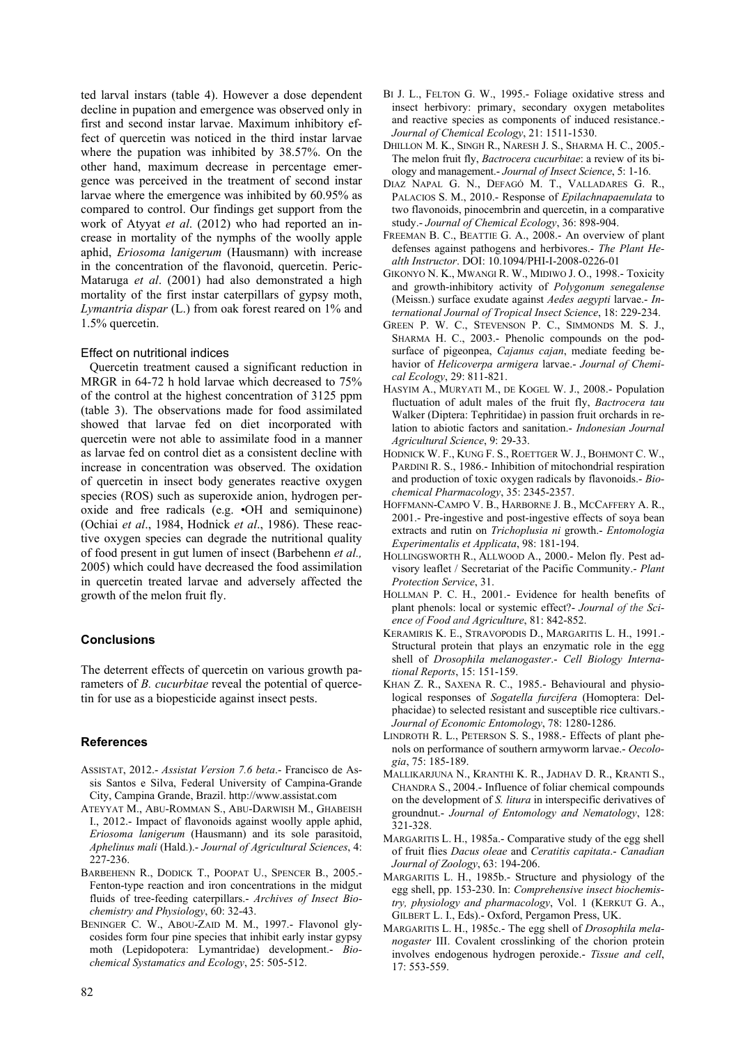ted larval instars (table 4). However a dose dependent decline in pupation and emergence was observed only in first and second instar larvae. Maximum inhibitory effect of quercetin was noticed in the third instar larvae where the pupation was inhibited by 38.57%. On the other hand, maximum decrease in percentage emergence was perceived in the treatment of second instar larvae where the emergence was inhibited by 60.95% as compared to control. Our findings get support from the work of Atyyat *et al*. (2012) who had reported an increase in mortality of the nymphs of the woolly apple aphid, *Eriosoma lanigerum* (Hausmann) with increase in the concentration of the flavonoid, quercetin. Peric-Mataruga *et al*. (2001) had also demonstrated a high mortality of the first instar caterpillars of gypsy moth, *Lymantria dispar* (L.) from oak forest reared on 1% and 1.5% quercetin.

### Effect on nutritional indices

Quercetin treatment caused a significant reduction in MRGR in 64-72 h hold larvae which decreased to 75% of the control at the highest concentration of 3125 ppm (table 3). The observations made for food assimilated showed that larvae fed on diet incorporated with quercetin were not able to assimilate food in a manner as larvae fed on control diet as a consistent decline with increase in concentration was observed. The oxidation of quercetin in insect body generates reactive oxygen species (ROS) such as superoxide anion, hydrogen peroxide and free radicals (e.g. •OH and semiquinone) (Ochiai *et al*., 1984, Hodnick *et al*., 1986). These reactive oxygen species can degrade the nutritional quality of food present in gut lumen of insect (Barbehenn *et al.,* 2005) which could have decreased the food assimilation in quercetin treated larvae and adversely affected the growth of the melon fruit fly.

## Conclusions

The deterrent effects of quercetin on various growth parameters of *B. cucurbitae* reveal the potential of quercetin for use as a biopesticide against insect pests.

## References

ASSISTAT, 2012.- *Assistat Version 7.6 beta*.- Francisco de Assis Santos e Silva, Federal University of Campina-Grande City, Campina Grande, Brazil. http://www.assistat.com

ATEYYAT M., ABU-ROMMAN S., ABU-DARWISH M., GHABEISH I., 2012.- Impact of flavonoids against woolly apple aphid, *Eriosoma lanigerum* (Hausmann) and its sole parasitoid, *Aphelinus mali* (Hald.).- *Journal of Agricultural Sciences*, 4: 227-236.

BARBEHENN R., DODICK T., POOPAT U., SPENCER B., 2005.- Fenton-type reaction and iron concentrations in the midgut fluids of tree-feeding caterpillars.- *Archives of Insect Biochemistry and Physiology*, 60: 32-43.

BENINGER C. W., ABOU-ZAID M. M., 1997.- Flavonol glycosides form four pine species that inhibit early instar gypsy moth (Lepidopotera: Lymantridae) development.- *Biochemical Systamatics and Ecology*, 25: 505-512.

BI J. L., FELTON G. W., 1995.- Foliage oxidative stress and insect herbivory: primary, secondary oxygen metabolites and reactive species as components of induced resistance.- *Journal of Chemical Ecology*, 21: 1511-1530.

DHILLON M. K., SINGH R., NARESH J. S., SHARMA H. C., 2005.- The melon fruit fly, *Bactrocera cucurbitae*: a review of its biology and management.- *Journal of Insect Science*, 5: 1-16.

DIAZ NAPAL G. N., DEFAGÓ M. T., VALLADARES G. R., PALACIOS S. M., 2010.- Response of *Epilachnapaenulata* to two flavonoids, pinocembrin and quercetin, in a comparative study.- *Journal of Chemical Ecology*, 36: 898-904.

FREEMAN B. C., BEATTIE G. A., 2008.- An overview of plant defenses against pathogens and herbivores.- *The Plant Health Instructor*. DOI: 10.1094/PHI-I-2008-0226-01

GIKONYO N. K., MWANGI R. W., MIDIWO J. O., 1998.- Toxicity and growth-inhibitory activity of *Polygonum senegalense* (Meissn.) surface exudate against *Aedes aegypti* larvae.- *International Journal of Tropical Insect Science*, 18: 229-234.

GREEN P. W. C., STEVENSON P. C., SIMMONDS M. S. J., SHARMA H. C., 2003.- Phenolic compounds on the pod-surface of pigeonpea, *Cajanus cajan*, mediate feeding behavior of *Helicoverpa armigera* larvae.- *Journal of Chemical Ecology*, 29: 811-821.

HASYIM A., MURYATI M., DE KOGEL W. J., 2008.- Population fluctuation of adult males of the fruit fly, *Bactrocera tau* Walker (Diptera: Tephritidae) in passion fruit orchards in relation to abiotic factors and sanitation.- *Indonesian Journal Agricultural Science*, 9: 29-33.

HODNICK W. F., KUNG F. S., ROETTGER W. J., BOHMONT C. W., PARDINI R. S., 1986.- Inhibition of mitochondrial respiration and production of toxic oxygen radicals by flavonoids.- *Biochemical Pharmacology*, 35: 2345-2357.

HOFFMANN-CAMPO V. B., HARBORNE J. B., MCCAFFERY A. R., 2001.- Pre-ingestive and post-ingestive effects of soya bean extracts and rutin on *Trichoplusia ni* growth.- *Entomologia Experimentalis et Applicata*, 98: 181-194.

HOLLINGSWORTH R., ALLWOOD A., 2000.- Melon fly. Pest advisory leaflet / Secretariat of the Pacific Community.- *Plant Protection Service*, 31.

HOLLMAN P. C. H., 2001.- Evidence for health benefits of plant phenols: local or systemic effect?- *Journal of the Science of Food and Agriculture*, 81: 842-852.

KERAMIRIS K. E., STRAVOPODIS D., MARGARITIS L. H., 1991.- Structural protein that plays an enzymatic role in the egg shell of *Drosophila melanogaster*.- *Cell Biology International Reports*, 15: 151-159.

KHAN Z. R., SAXENA R. C., 1985.- Behavioural and physiological responses of *Sogatella furcifera* (Homoptera: Delphacidae) to selected resistant and susceptible rice cultivars.- *Journal of Economic Entomology*, 78: 1280-1286.

LINDROTH R. L., PETERSON S. S., 1988.- Effects of plant phenols on performance of southern armyworm larvae.- *Oecologia*, 75: 185-189.

MALLIKARJUNA N., KRANTHI K. R., JADHAV D. R., KRANTI S., CHANDRA S., 2004.- Influence of foliar chemical compounds on the development of *S. litura* in interspecific derivatives of groundnut.- *Journal of Entomology and Nematology*, 128: 321-328.

MARGARITIS L. H., 1985a.- Comparative study of the egg shell of fruit flies *Dacus oleae* and *Ceratitis capitata*.- *Canadian Journal of Zoology*, 63: 194-206.

MARGARITIS L. H., 1985b.- Structure and physiology of the egg shell, pp. 153-230. In: *Comprehensive insect biochemistry, physiology and pharmacology*, Vol. 1 (KERKUT G. A., GILBERT L. I., Eds).- Oxford, Pergamon Press, UK.

MARGARITIS L. H., 1985c.- The egg shell of *Drosophila melanogaster* III. Covalent crosslinking of the chorion protein involves endogenous hydrogen peroxide.- *Tissue and cell*, 17: 553-559.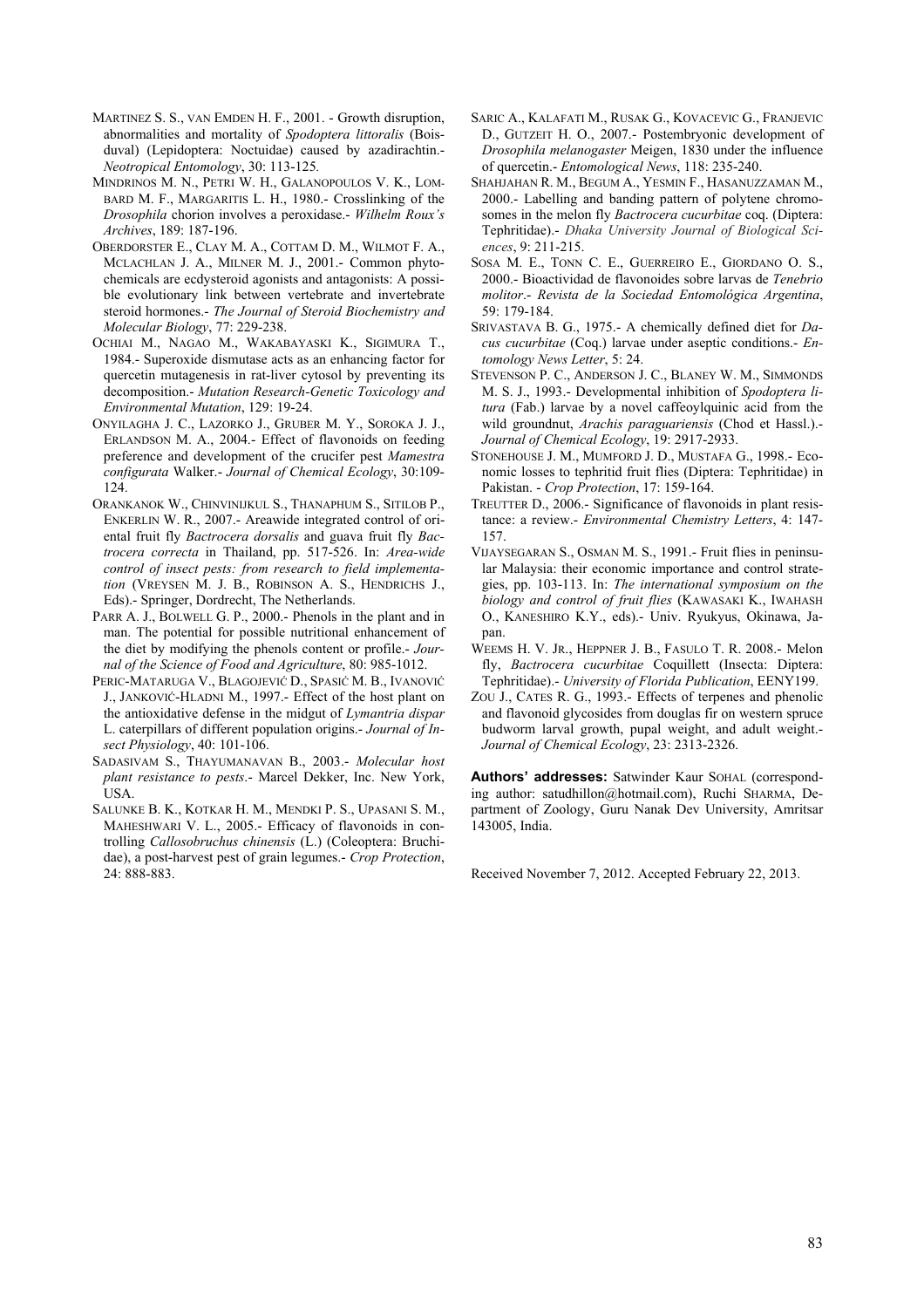MARTINEZ S. S., VAN EMDEN H. F., 2001. - Growth disruption, abnormalities and mortality of *Spodoptera littoralis* (Boisduval) (Lepidoptera: Noctuidae) caused by azadirachtin.- *Neotropical Entomology*, 30: 113-125.

MINDRINOS M. N., PETRI W. H., GALANOPOULOS V. K., LOMBARD M. F., MARGARITIS L. H., 1980.- Crosslinking of the *Drosophila* chorion involves a peroxidase.- *Wilhelm Roux's Archives*, 189: 187-196.

OBERDORSTER E., CLAY M. A., COTTAM D. M., WILMOT F. A., MCLACHLAN J. A., MILNER M. J., 2001.- Common phytochemicals are ecdysteroid agonists and antagonists: A possible evolutionary link between vertebrate and invertebrate steroid hormones.- *The Journal of Steroid Biochemistry and Molecular Biology*, 77: 229-238.

OCHIAI M., NAGAO M., WAKABAYASKI K., SIGIMURA T., 1984.- Superoxide dismutase acts as an enhancing factor for quercetin mutagenesis in rat-liver cytosol by preventing its decomposition.- *Mutation Research-Genetic Toxicology and Environmental Mutation*, 129: 19-24.

ONYILAGHA J. C., LAZORKO J., GRUBER M. Y., SOROKA J. J., ERLANDSON M. A., 2004.- Effect of flavonoids on feeding preference and development of the crucifer pest *Mamestra configurata* Walker.- *Journal of Chemical Ecology*, 30:109-124.

ORANKANOK W., CHINVINIJKUL S., THANAPHUM S., SITILOB P., ENKERLIN W. R., 2007.- Areawide integrated control of oriental fruit fly *Bactrocera dorsalis* and guava fruit fly *Bactrocera correcta* in Thailand, pp. 517-526. In: *Area-wide control of insect pests: from research to field implementation* (VREYSEN M. J. B., ROBINSON A. S., HENDRICHS J., Eds).- Springer, Dordrecht, The Netherlands.

PARR A. J., BOLWELL G. P., 2000.- Phenols in the plant and in man. The potential for possible nutritional enhancement of the diet by modifying the phenols content or profile.- *Journal of the Science of Food and Agriculture*, 80: 985-1012.

PERIC-MATARUGA V., BLAGOJEVIĆ D., SPASIĆ M. B., IVANOVIĆ J., JANKOVIĆ-HLADNI M., 1997.- Effect of the host plant on the antioxidative defense in the midgut of *Lymantria dispar* L. caterpillars of different population origins.- *Journal of Insect Physiology*, 40: 101-106.

SADASIVAM S., THAYUMANAVAN B., 2003.- *Molecular host plant resistance to pests*.- Marcel Dekker, Inc. New York, USA.

SALUNKE B. K., KOTKAR H. M., MENDKI P. S., UPASANI S. M., MAHESHWARI V. L., 2005.- Efficacy of flavonoids in controlling *Callosobruchus chinensis* (L.) (Coleoptera: Bruchidae), a post-harvest pest of grain legumes.- *Crop Protection*, 24: 888-883.

SARIC A., KALAFATI M., RUSAK G., KOVACEVIC G., FRANJEVIC D., GUTZEIT H. O., 2007.- Postembryonic development of *Drosophila melanogaster* Meigen, 1830 under the influence of quercetin.- *Entomological News*, 118: 235-240.

SHAHJAHAN R. M., BEGUM A., YESMIN F., HASANUZZAMAN M., 2000.- Labelling and banding pattern of polytene chromosomes in the melon fly *Bactrocera cucurbitae* coq. (Diptera: Tephritidae).- *Dhaka University Journal of Biological Sciences*, 9: 211-215.

SOSA M. E., TONN C. E., GUERREIRO E., GIORDANO O. S., 2000.- Bioactividad de flavonoides sobre larvas de *Tenebrio molitor*.- *Revista de la Sociedad Entomológica Argentina*, 59: 179-184.

SRIVASTAVA B. G., 1975.- A chemically defined diet for *Dacus cucurbitae* (Coq.) larvae under aseptic conditions.- *Entomology News Letter*, 5: 24.

STEVENSON P. C., ANDERSON J. C., BLANEY W. M., SIMMONDS M. S. J., 1993.- Developmental inhibition of *Spodoptera litura* (Fab.) larvae by a novel caffeoylquinic acid from the wild groundnut, *Arachis paraguariensis* (Chod et Hassl.).- *Journal of Chemical Ecology*, 19: 2917-2933.

STONEHOUSE J. M., MUMFORD J. D., MUSTAFA G., 1998.- Economic losses to tephritid fruit flies (Diptera: Tephritidae) in Pakistan. - *Crop Protection*, 17: 159-164.

TREUTTER D., 2006.- Significance of flavonoids in plant resistance: a review.- *Environmental Chemistry Letters*, 4: 147-157.

VIJAYSEGARAN S., OSMAN M. S., 1991.- Fruit flies in peninsular Malaysia: their economic importance and control strategies, pp. 103-113. In: *The international symposium on the biology and control of fruit flies* (KAWASAKI K., IWAHASH O., KANESHIRO K.Y., eds).- Univ. Ryukyus, Okinawa, Japan.

WEEMS H. V. JR., HEPPNER J. B., FASULO T. R. 2008.- Melon fly, *Bactrocera cucurbitae* Coquillett (Insecta: Diptera: Tephritidae).- *University of Florida Publication*, EENY199.

ZOU J., CATES R. G., 1993.- Effects of terpenes and phenolic and flavonoid glycosides from douglas fir on western spruce budworm larval growth, pupal weight, and adult weight.- *Journal of Chemical Ecology*, 23: 2313-2326.

**Authors' addresses:** Satwinder Kaur SOHAL (corresponding author: satudhillon@hotmail.com), Ruchi SHARMA, Department of Zoology, Guru Nanak Dev University, Amritsar 143005, India.

Received November 7, 2012. Accepted February 22, 2013.